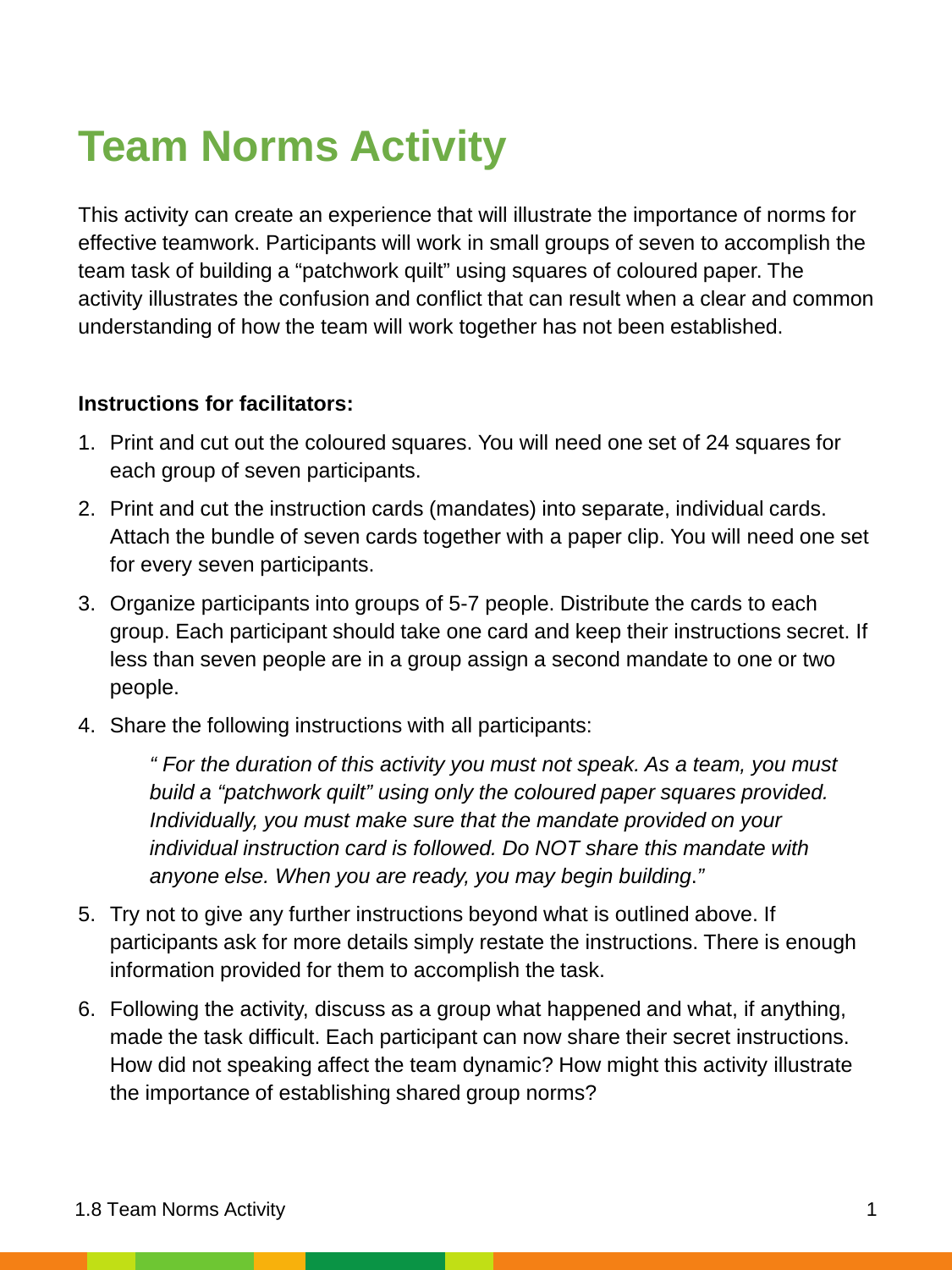# Team Norms Activity

This activity can create an experience that will illustrate the importance of norms for effective teamwork. Participants will work in small groups of seven to accomplish the team task of building a "patchwork quilt" using squares of coloured paper. The activity illustrates the confusion and conflict that can result when a clear and common understanding of how the team will work together has not been established.

**Instructions for facilitators:**

1. Print and cut out the coloured squares. You will need one set of 24 squares for each group of seven participants.
2. Print and cut the instruction cards (mandates) into separate, individual cards. Attach the bundle of seven cards together with a paper clip. You will need one set for every seven participants.
3. Organize participants into groups of 5-7 people. Distribute the cards to each group. Each participant should take one card and keep their instructions secret. If less than seven people are in a group assign a second mandate to one or two people.
4. Share the following instructions with all participants:

   *" For the duration of this activity you must not speak. As a team, you must build a "patchwork quilt" using only the coloured paper squares provided. Individually, you must make sure that the mandate provided on your individual instruction card is followed. Do NOT share this mandate with anyone else. When you are ready, you may begin building."*

5. Try not to give any further instructions beyond what is outlined above. If participants ask for more details simply restate the instructions. There is enough information provided for them to accomplish the task.
6. Following the activity, discuss as a group what happened and what, if anything, made the task difficult. Each participant can now share their secret instructions. How did not speaking affect the team dynamic? How might this activity illustrate the importance of establishing shared group norms?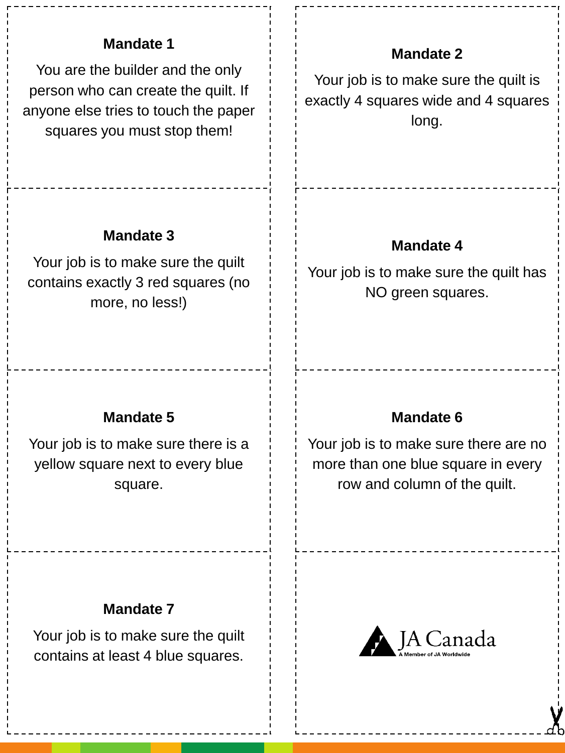**Mandate 1**

You are the builder and the only person who can create the quilt. If anyone else tries to touch the paper squares you must stop them!

**Mandate 2**

Your job is to make sure the quilt is exactly 4 squares wide and 4 squares long.

**Mandate 3**

Your job is to make sure the quilt contains exactly 3 red squares (no more, no less!)

**Mandate 4**

Your job is to make sure the quilt has NO green squares.

**Mandate 5**

Your job is to make sure there is a yellow square next to every blue square.

**Mandate 6**

Your job is to make sure there are no more than one blue square in every row and column of the quilt.

**Mandate 7**

Your job is to make sure the quilt contains at least 4 blue squares.

JA Canada
A Member of JA Worldwide